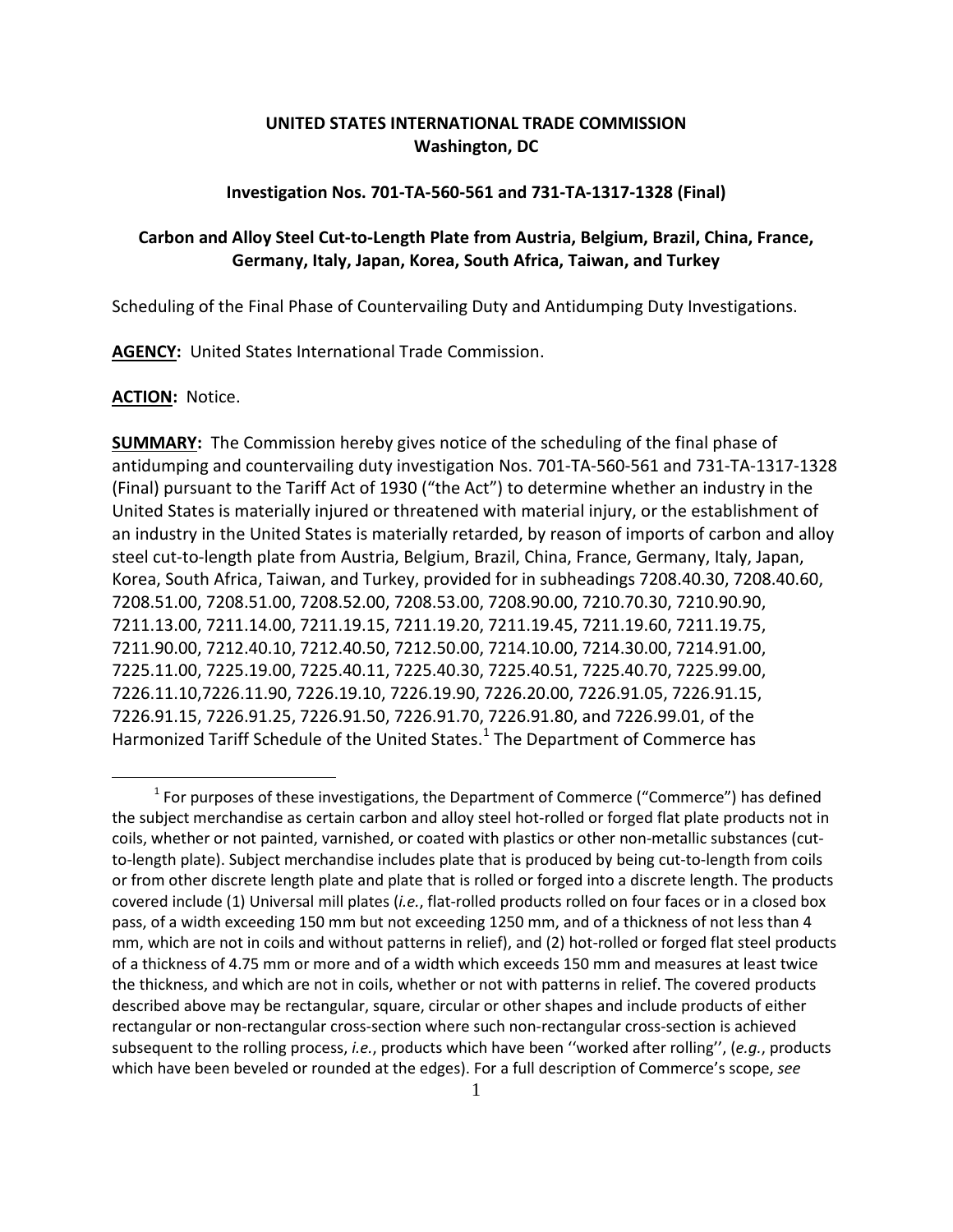**UNITED STATES INTERNATIONAL TRADE COMMISSION**
**Washington, DC**

**Investigation Nos. 701-TA-560-561 and 731-TA-1317-1328 (Final)**

**Carbon and Alloy Steel Cut-to-Length Plate from Austria, Belgium, Brazil, China, France, Germany, Italy, Japan, Korea, South Africa, Taiwan, and Turkey**

Scheduling of the Final Phase of Countervailing Duty and Antidumping Duty Investigations.

**AGENCY:** United States International Trade Commission.

**ACTION:** Notice.

**SUMMARY:** The Commission hereby gives notice of the scheduling of the final phase of antidumping and countervailing duty investigation Nos. 701-TA-560-561 and 731-TA-1317-1328 (Final) pursuant to the Tariff Act of 1930 ("the Act") to determine whether an industry in the United States is materially injured or threatened with material injury, or the establishment of an industry in the United States is materially retarded, by reason of imports of carbon and alloy steel cut-to-length plate from Austria, Belgium, Brazil, China, France, Germany, Italy, Japan, Korea, South Africa, Taiwan, and Turkey, provided for in subheadings 7208.40.30, 7208.40.60, 7208.51.00, 7208.51.00, 7208.52.00, 7208.53.00, 7208.90.00, 7210.70.30, 7210.90.90, 7211.13.00, 7211.14.00, 7211.19.15, 7211.19.20, 7211.19.45, 7211.19.60, 7211.19.75, 7211.90.00, 7212.40.10, 7212.40.50, 7212.50.00, 7214.10.00, 7214.30.00, 7214.91.00, 7225.11.00, 7225.19.00, 7225.40.11, 7225.40.30, 7225.40.51, 7225.40.70, 7225.99.00, 7226.11.10,7226.11.90, 7226.19.10, 7226.19.90, 7226.20.00, 7226.91.05, 7226.91.15, 7226.91.15, 7226.91.25, 7226.91.50, 7226.91.70, 7226.91.80, and 7226.99.01, of the Harmonized Tariff Schedule of the United States.[1] The Department of Commerce has

[1] For purposes of these investigations, the Department of Commerce ("Commerce") has defined the subject merchandise as certain carbon and alloy steel hot-rolled or forged flat plate products not in coils, whether or not painted, varnished, or coated with plastics or other non-metallic substances (cut-to-length plate). Subject merchandise includes plate that is produced by being cut-to-length from coils or from other discrete length plate and plate that is rolled or forged into a discrete length. The products covered include (1) Universal mill plates (*i.e.*, flat-rolled products rolled on four faces or in a closed box pass, of a width exceeding 150 mm but not exceeding 1250 mm, and of a thickness of not less than 4 mm, which are not in coils and without patterns in relief), and (2) hot-rolled or forged flat steel products of a thickness of 4.75 mm or more and of a width which exceeds 150 mm and measures at least twice the thickness, and which are not in coils, whether or not with patterns in relief. The covered products described above may be rectangular, square, circular or other shapes and include products of either rectangular or non-rectangular cross-section where such non-rectangular cross-section is achieved subsequent to the rolling process, *i.e.*, products which have been ''worked after rolling'', (*e.g.*, products which have been beveled or rounded at the edges). For a full description of Commerce's scope, *see*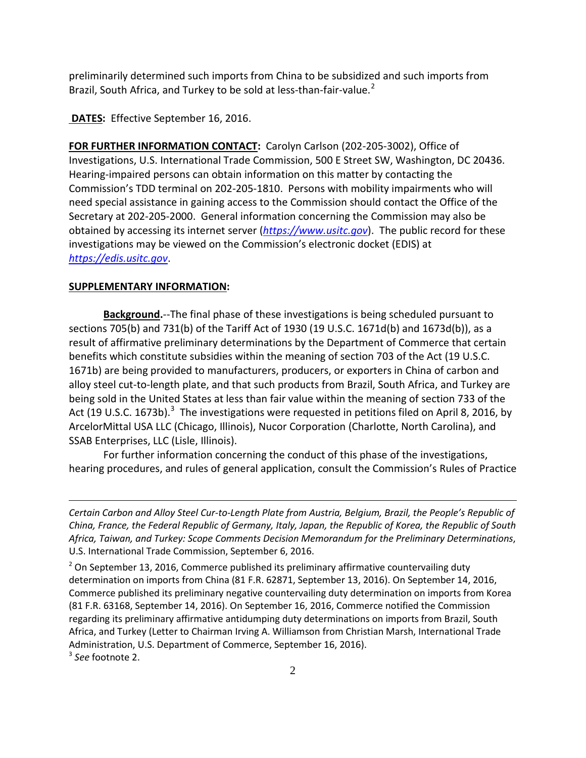preliminarily determined such imports from China to be subsidized and such imports from Brazil, South Africa, and Turkey to be sold at less-than-fair-value.[2]

**DATES:** Effective September 16, 2016.

**FOR FURTHER INFORMATION CONTACT:** Carolyn Carlson (202-205-3002), Office of Investigations, U.S. International Trade Commission, 500 E Street SW, Washington, DC 20436. Hearing-impaired persons can obtain information on this matter by contacting the Commission's TDD terminal on 202-205-1810. Persons with mobility impairments who will need special assistance in gaining access to the Commission should contact the Office of the Secretary at 202-205-2000. General information concerning the Commission may also be obtained by accessing its internet server (*https://www.usitc.gov*). The public record for these investigations may be viewed on the Commission's electronic docket (EDIS) at *https://edis.usitc.gov*.

**SUPPLEMENTARY INFORMATION:**

**Background.**--The final phase of these investigations is being scheduled pursuant to sections 705(b) and 731(b) of the Tariff Act of 1930 (19 U.S.C. 1671d(b) and 1673d(b)), as a result of affirmative preliminary determinations by the Department of Commerce that certain benefits which constitute subsidies within the meaning of section 703 of the Act (19 U.S.C. 1671b) are being provided to manufacturers, producers, or exporters in China of carbon and alloy steel cut-to-length plate, and that such products from Brazil, South Africa, and Turkey are being sold in the United States at less than fair value within the meaning of section 733 of the Act (19 U.S.C. 1673b).[3] The investigations were requested in petitions filed on April 8, 2016, by ArcelorMittal USA LLC (Chicago, Illinois), Nucor Corporation (Charlotte, North Carolina), and SSAB Enterprises, LLC (Lisle, Illinois).

For further information concerning the conduct of this phase of the investigations, hearing procedures, and rules of general application, consult the Commission's Rules of Practice

---

*Certain Carbon and Alloy Steel Cur-to-Length Plate from Austria, Belgium, Brazil, the People's Republic of China, France, the Federal Republic of Germany, Italy, Japan, the Republic of Korea, the Republic of South Africa, Taiwan, and Turkey: Scope Comments Decision Memorandum for the Preliminary Determinations*, U.S. International Trade Commission, September 6, 2016.

[2] On September 13, 2016, Commerce published its preliminary affirmative countervailing duty determination on imports from China (81 F.R. 62871, September 13, 2016). On September 14, 2016, Commerce published its preliminary negative countervailing duty determination on imports from Korea (81 F.R. 63168, September 14, 2016). On September 16, 2016, Commerce notified the Commission regarding its preliminary affirmative antidumping duty determinations on imports from Brazil, South Africa, and Turkey (Letter to Chairman Irving A. Williamson from Christian Marsh, International Trade Administration, U.S. Department of Commerce, September 16, 2016).

[3] *See* footnote 2.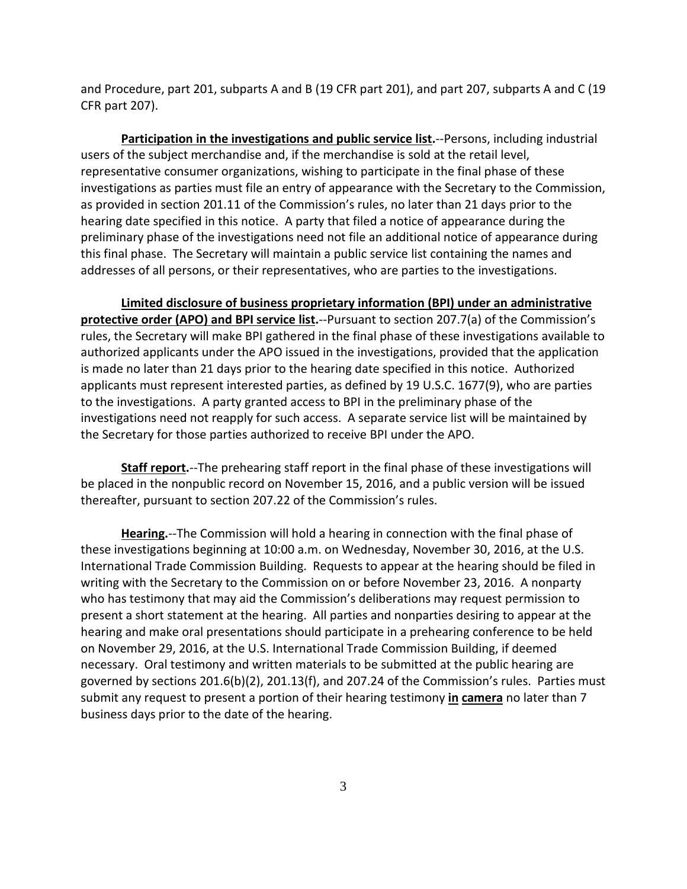and Procedure, part 201, subparts A and B (19 CFR part 201), and part 207, subparts A and C (19 CFR part 207).

**Participation in the investigations and public service list.**--Persons, including industrial users of the subject merchandise and, if the merchandise is sold at the retail level, representative consumer organizations, wishing to participate in the final phase of these investigations as parties must file an entry of appearance with the Secretary to the Commission, as provided in section 201.11 of the Commission's rules, no later than 21 days prior to the hearing date specified in this notice. A party that filed a notice of appearance during the preliminary phase of the investigations need not file an additional notice of appearance during this final phase. The Secretary will maintain a public service list containing the names and addresses of all persons, or their representatives, who are parties to the investigations.

**Limited disclosure of business proprietary information (BPI) under an administrative protective order (APO) and BPI service list.**--Pursuant to section 207.7(a) of the Commission's rules, the Secretary will make BPI gathered in the final phase of these investigations available to authorized applicants under the APO issued in the investigations, provided that the application is made no later than 21 days prior to the hearing date specified in this notice. Authorized applicants must represent interested parties, as defined by 19 U.S.C. 1677(9), who are parties to the investigations. A party granted access to BPI in the preliminary phase of the investigations need not reapply for such access. A separate service list will be maintained by the Secretary for those parties authorized to receive BPI under the APO.

**Staff report.**--The prehearing staff report in the final phase of these investigations will be placed in the nonpublic record on November 15, 2016, and a public version will be issued thereafter, pursuant to section 207.22 of the Commission's rules.

**Hearing.**--The Commission will hold a hearing in connection with the final phase of these investigations beginning at 10:00 a.m. on Wednesday, November 30, 2016, at the U.S. International Trade Commission Building. Requests to appear at the hearing should be filed in writing with the Secretary to the Commission on or before November 23, 2016. A nonparty who has testimony that may aid the Commission's deliberations may request permission to present a short statement at the hearing. All parties and nonparties desiring to appear at the hearing and make oral presentations should participate in a prehearing conference to be held on November 29, 2016, at the U.S. International Trade Commission Building, if deemed necessary. Oral testimony and written materials to be submitted at the public hearing are governed by sections 201.6(b)(2), 201.13(f), and 207.24 of the Commission's rules. Parties must submit any request to present a portion of their hearing testimony **in camera** no later than 7 business days prior to the date of the hearing.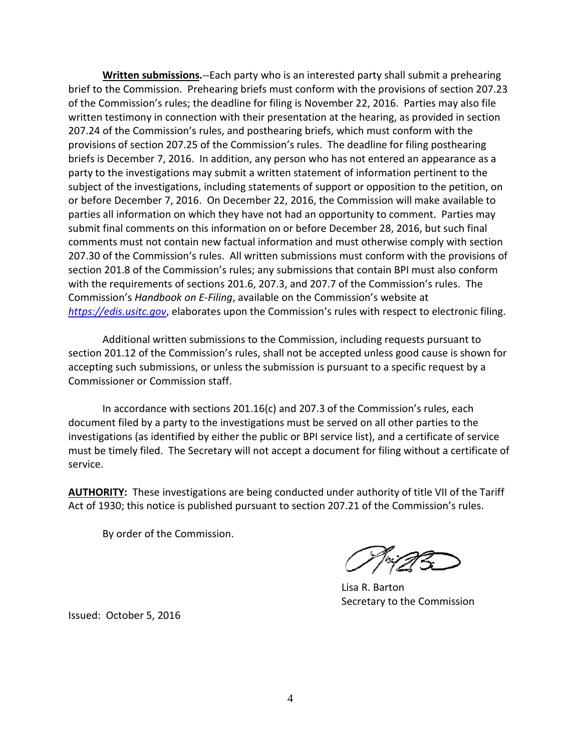**Written submissions.**--Each party who is an interested party shall submit a prehearing brief to the Commission. Prehearing briefs must conform with the provisions of section 207.23 of the Commission's rules; the deadline for filing is November 22, 2016. Parties may also file written testimony in connection with their presentation at the hearing, as provided in section 207.24 of the Commission's rules, and posthearing briefs, which must conform with the provisions of section 207.25 of the Commission's rules. The deadline for filing posthearing briefs is December 7, 2016. In addition, any person who has not entered an appearance as a party to the investigations may submit a written statement of information pertinent to the subject of the investigations, including statements of support or opposition to the petition, on or before December 7, 2016. On December 22, 2016, the Commission will make available to parties all information on which they have not had an opportunity to comment. Parties may submit final comments on this information on or before December 28, 2016, but such final comments must not contain new factual information and must otherwise comply with section 207.30 of the Commission's rules. All written submissions must conform with the provisions of section 201.8 of the Commission's rules; any submissions that contain BPI must also conform with the requirements of sections 201.6, 207.3, and 207.7 of the Commission's rules. The Commission's *Handbook on E-Filing*, available on the Commission's website at *https://edis.usitc.gov*, elaborates upon the Commission's rules with respect to electronic filing.

Additional written submissions to the Commission, including requests pursuant to section 201.12 of the Commission's rules, shall not be accepted unless good cause is shown for accepting such submissions, or unless the submission is pursuant to a specific request by a Commissioner or Commission staff.

In accordance with sections 201.16(c) and 207.3 of the Commission's rules, each document filed by a party to the investigations must be served on all other parties to the investigations (as identified by either the public or BPI service list), and a certificate of service must be timely filed. The Secretary will not accept a document for filing without a certificate of service.

**AUTHORITY:** These investigations are being conducted under authority of title VII of the Tariff Act of 1930; this notice is published pursuant to section 207.21 of the Commission's rules.

By order of the Commission.

Lisa R. Barton
Secretary to the Commission

Issued: October 5, 2016